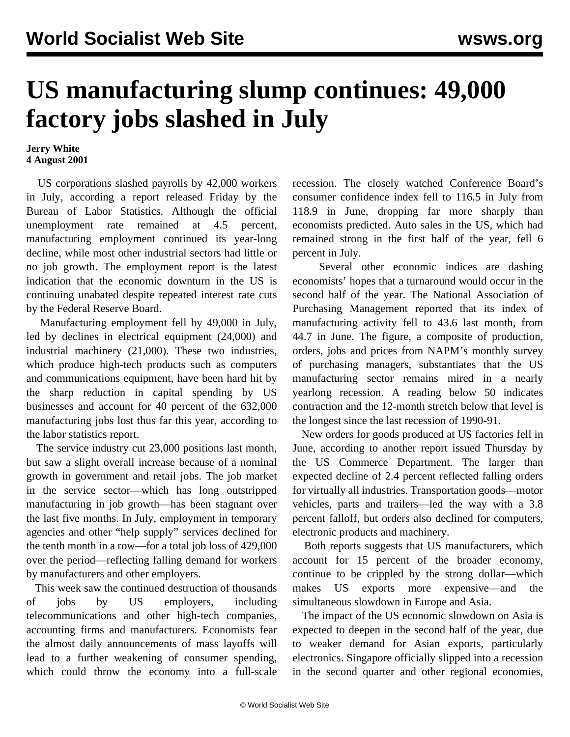# US manufacturing slump continues: 49,000 factory jobs slashed in July

**Jerry White**
**4 August 2001**

US corporations slashed payrolls by 42,000 workers in July, according a report released Friday by the Bureau of Labor Statistics. Although the official unemployment rate remained at 4.5 percent, manufacturing employment continued its year-long decline, while most other industrial sectors had little or no job growth. The employment report is the latest indication that the economic downturn in the US is continuing unabated despite repeated interest rate cuts by the Federal Reserve Board.

Manufacturing employment fell by 49,000 in July, led by declines in electrical equipment (24,000) and industrial machinery (21,000). These two industries, which produce high-tech products such as computers and communications equipment, have been hard hit by the sharp reduction in capital spending by US businesses and account for 40 percent of the 632,000 manufacturing jobs lost thus far this year, according to the labor statistics report.

The service industry cut 23,000 positions last month, but saw a slight overall increase because of a nominal growth in government and retail jobs. The job market in the service sector—which has long outstripped manufacturing in job growth—has been stagnant over the last five months. In July, employment in temporary agencies and other "help supply" services declined for the tenth month in a row—for a total job loss of 429,000 over the period—reflecting falling demand for workers by manufacturers and other employers.

This week saw the continued destruction of thousands of jobs by US employers, including telecommunications and other high-tech companies, accounting firms and manufacturers. Economists fear the almost daily announcements of mass layoffs will lead to a further weakening of consumer spending, which could throw the economy into a full-scale recession. The closely watched Conference Board's consumer confidence index fell to 116.5 in July from 118.9 in June, dropping far more sharply than economists predicted. Auto sales in the US, which had remained strong in the first half of the year, fell 6 percent in July.

Several other economic indices are dashing economists' hopes that a turnaround would occur in the second half of the year. The National Association of Purchasing Management reported that its index of manufacturing activity fell to 43.6 last month, from 44.7 in June. The figure, a composite of production, orders, jobs and prices from NAPM's monthly survey of purchasing managers, substantiates that the US manufacturing sector remains mired in a nearly yearlong recession. A reading below 50 indicates contraction and the 12-month stretch below that level is the longest since the last recession of 1990-91.

New orders for goods produced at US factories fell in June, according to another report issued Thursday by the US Commerce Department. The larger than expected decline of 2.4 percent reflected falling orders for virtually all industries. Transportation goods—motor vehicles, parts and trailers—led the way with a 3.8 percent falloff, but orders also declined for computers, electronic products and machinery.

Both reports suggests that US manufacturers, which account for 15 percent of the broader economy, continue to be crippled by the strong dollar—which makes US exports more expensive—and the simultaneous slowdown in Europe and Asia.

The impact of the US economic slowdown on Asia is expected to deepen in the second half of the year, due to weaker demand for Asian exports, particularly electronics. Singapore officially slipped into a recession in the second quarter and other regional economies,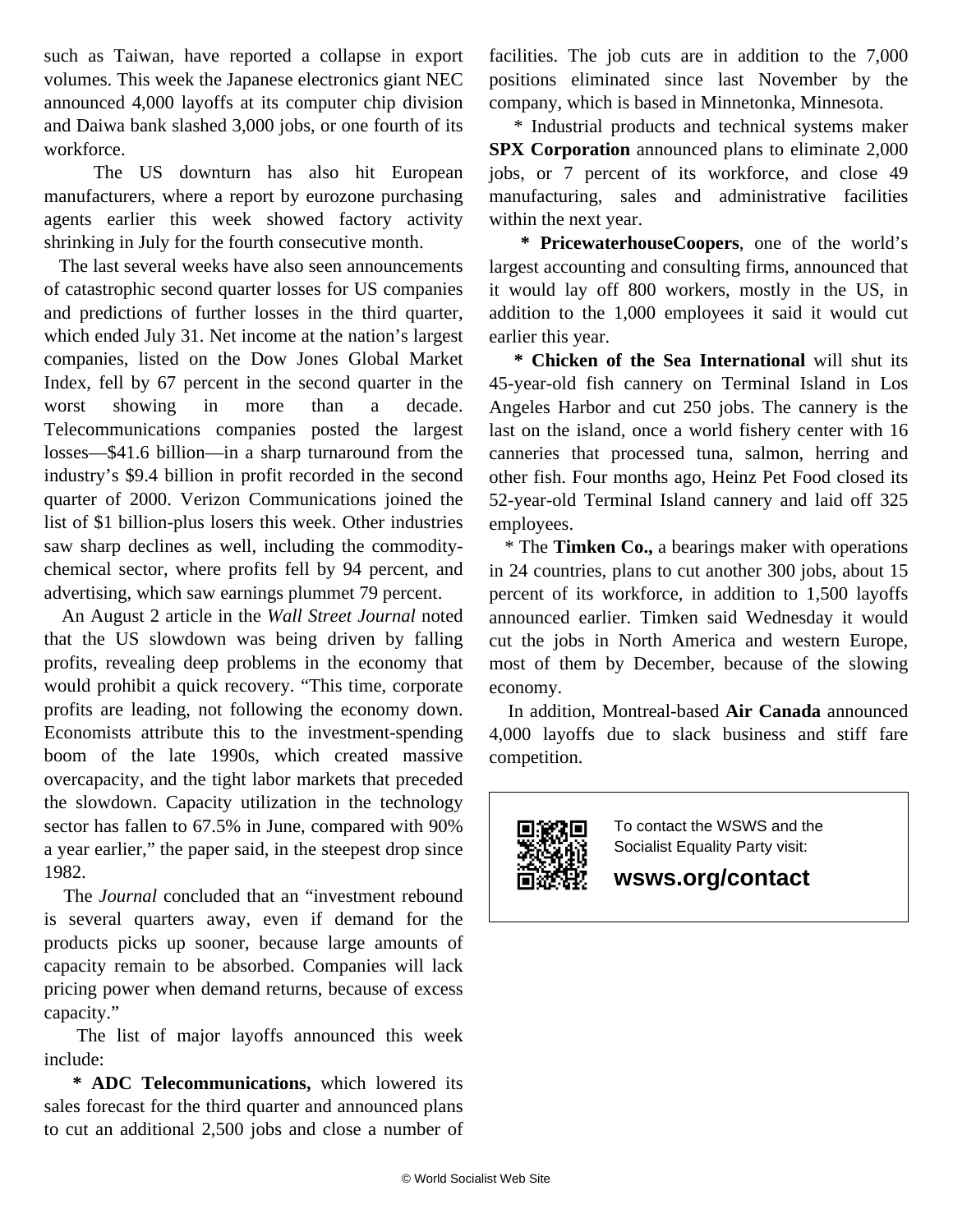such as Taiwan, have reported a collapse in export volumes. This week the Japanese electronics giant NEC announced 4,000 layoffs at its computer chip division and Daiwa bank slashed 3,000 jobs, or one fourth of its workforce.

The US downturn has also hit European manufacturers, where a report by eurozone purchasing agents earlier this week showed factory activity shrinking in July for the fourth consecutive month.

The last several weeks have also seen announcements of catastrophic second quarter losses for US companies and predictions of further losses in the third quarter, which ended July 31. Net income at the nation's largest companies, listed on the Dow Jones Global Market Index, fell by 67 percent in the second quarter in the worst showing in more than a decade. Telecommunications companies posted the largest losses—$41.6 billion—in a sharp turnaround from the industry's $9.4 billion in profit recorded in the second quarter of 2000. Verizon Communications joined the list of $1 billion-plus losers this week. Other industries saw sharp declines as well, including the commodity-chemical sector, where profits fell by 94 percent, and advertising, which saw earnings plummet 79 percent.

An August 2 article in the *Wall Street Journal* noted that the US slowdown was being driven by falling profits, revealing deep problems in the economy that would prohibit a quick recovery. "This time, corporate profits are leading, not following the economy down. Economists attribute this to the investment-spending boom of the late 1990s, which created massive overcapacity, and the tight labor markets that preceded the slowdown. Capacity utilization in the technology sector has fallen to 67.5% in June, compared with 90% a year earlier," the paper said, in the steepest drop since 1982.

The *Journal* concluded that an "investment rebound is several quarters away, even if demand for the products picks up sooner, because large amounts of capacity remain to be absorbed. Companies will lack pricing power when demand returns, because of excess capacity."

The list of major layoffs announced this week include:

* **ADC Telecommunications,** which lowered its sales forecast for the third quarter and announced plans to cut an additional 2,500 jobs and close a number of facilities. The job cuts are in addition to the 7,000 positions eliminated since last November by the company, which is based in Minnetonka, Minnesota.

* Industrial products and technical systems maker **SPX Corporation** announced plans to eliminate 2,000 jobs, or 7 percent of its workforce, and close 49 manufacturing, sales and administrative facilities within the next year.

* **PricewaterhouseCoopers**, one of the world's largest accounting and consulting firms, announced that it would lay off 800 workers, mostly in the US, in addition to the 1,000 employees it said it would cut earlier this year.

* **Chicken of the Sea International** will shut its 45-year-old fish cannery on Terminal Island in Los Angeles Harbor and cut 250 jobs. The cannery is the last on the island, once a world fishery center with 16 canneries that processed tuna, salmon, herring and other fish. Four months ago, Heinz Pet Food closed its 52-year-old Terminal Island cannery and laid off 325 employees.

* The **Timken Co.,** a bearings maker with operations in 24 countries, plans to cut another 300 jobs, about 15 percent of its workforce, in addition to 1,500 layoffs announced earlier. Timken said Wednesday it would cut the jobs in North America and western Europe, most of them by December, because of the slowing economy.

In addition, Montreal-based **Air Canada** announced 4,000 layoffs due to slack business and stiff fare competition.

To contact the WSWS and the Socialist Equality Party visit:

**wsws.org/contact**